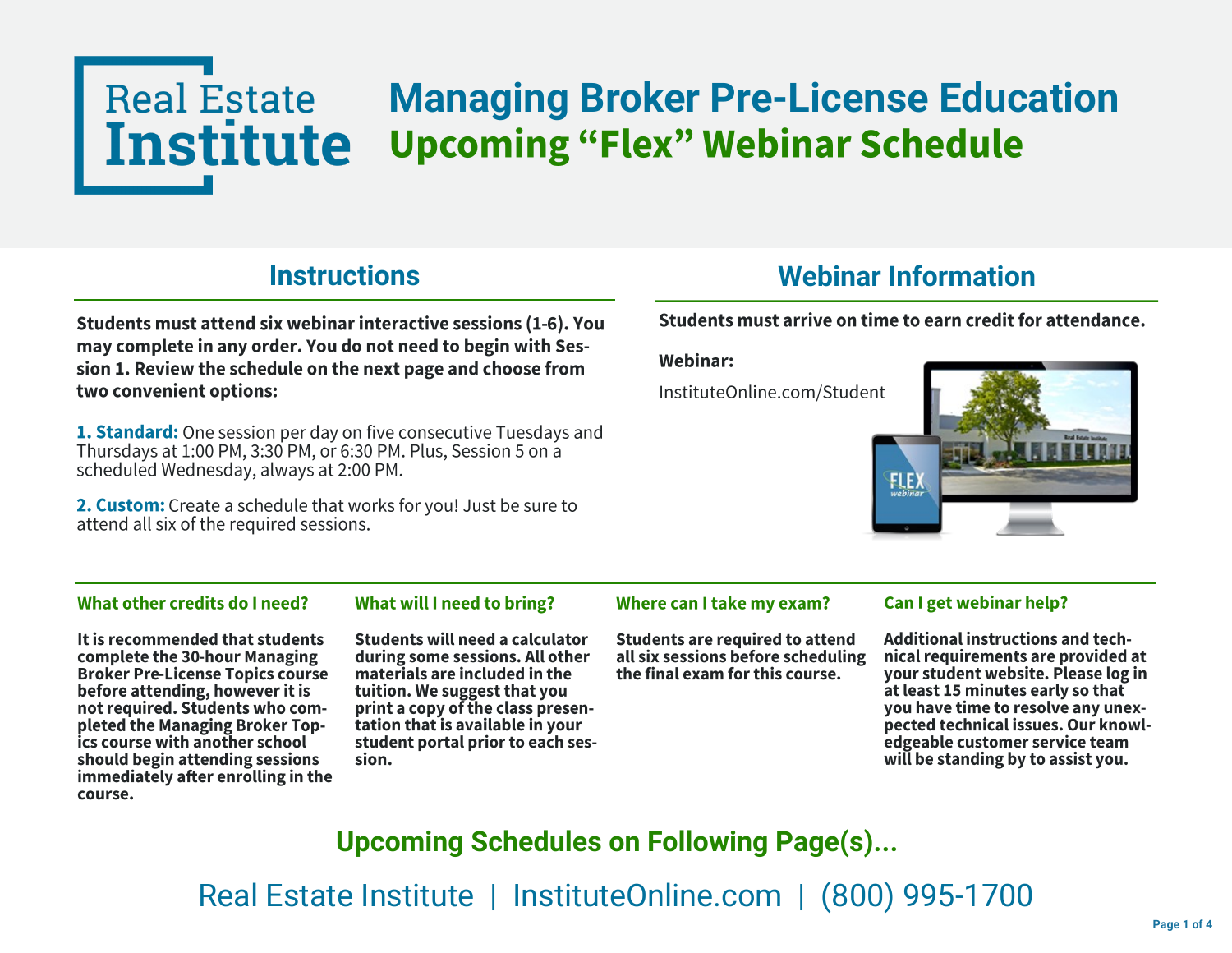# Real Estate Institute

# Managing Broker Pre-License Education
## Upcoming "Flex" Webinar Schedule

## Instructions

**Students must attend six webinar interactive sessions (1-6). You may complete in any order. You do not need to begin with Session 1. Review the schedule on the next page and choose from two convenient options:**

**1. Standard:** One session per day on five consecutive Tuesdays and Thursdays at 1:00 PM, 3:30 PM, or 6:30 PM. Plus, Session 5 on a scheduled Wednesday, always at 2:00 PM.

**2. Custom:** Create a schedule that works for you! Just be sure to attend all six of the required sessions.

## Webinar Information

**Students must arrive on time to earn credit for attendance.**

**Webinar:**

InstituteOnline.com/Student

### What other credits do I need?

**It is recommended that students complete the 30-hour Managing Broker Pre-License Topics course before attending, however it is not required. Students who completed the Managing Broker Topics course with another school should begin attending sessions immediately after enrolling in the course.**

### What will I need to bring?

**Students will need a calculator during some sessions. All other materials are included in the tuition. We suggest that you print a copy of the class presentation that is available in your student portal prior to each session.**

### Where can I take my exam?

**Students are required to attend all six sessions before scheduling the final exam for this course.**

### Can I get webinar help?

**Additional instructions and technical requirements are provided at your student website. Please log in at least 15 minutes early so that you have time to resolve any unexpected technical issues. Our knowledgeable customer service team will be standing by to assist you.**

## Upcoming Schedules on Following Page(s)...

Real Estate Institute | InstituteOnline.com | (800) 995-1700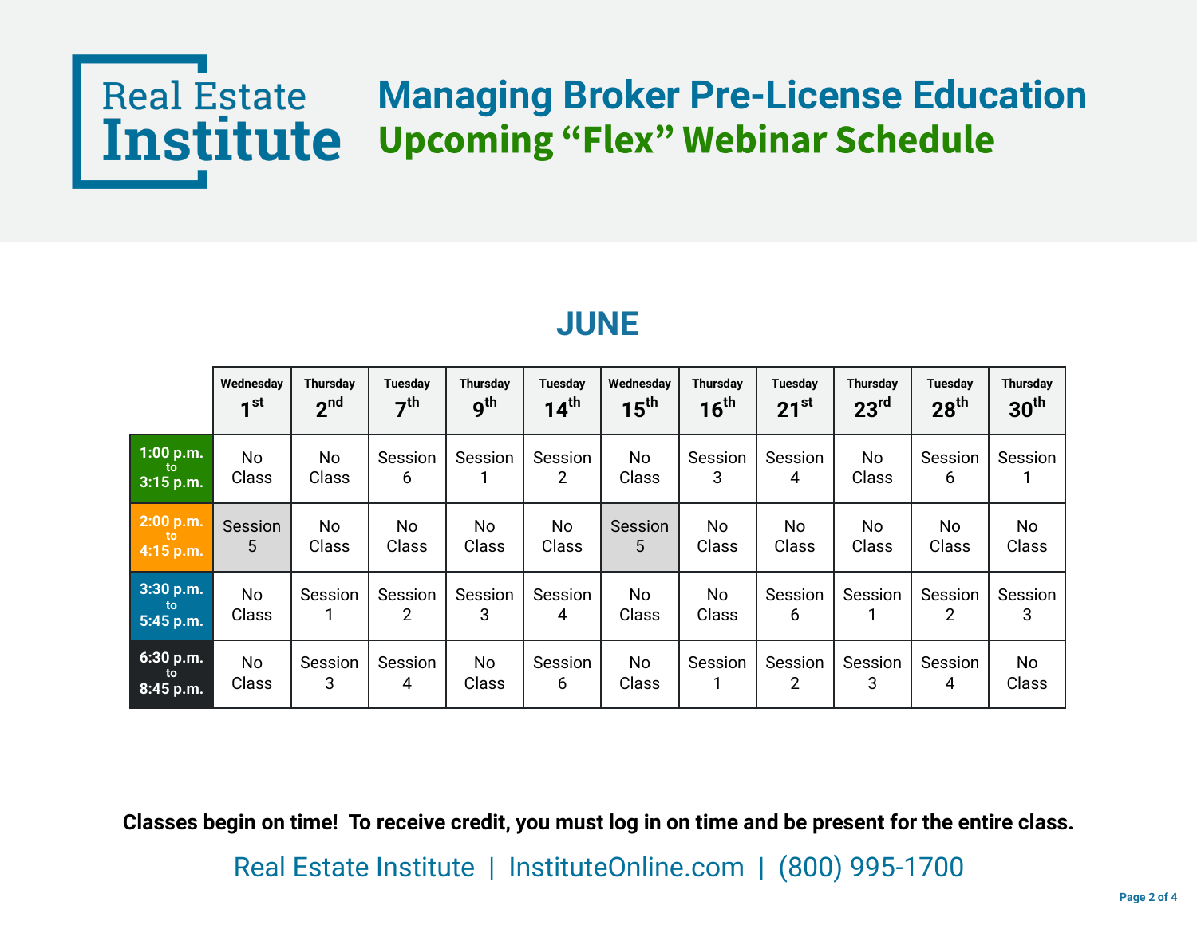**Real Estate Institute**

# Managing Broker Pre-License Education

## Upcoming "Flex" Webinar Schedule

### JUNE

| | Wednesday 1st | Thursday 2nd | Tuesday 7th | Thursday 9th | Tuesday 14th | Wednesday 15th | Thursday 16th | Tuesday 21st | Thursday 23rd | Tuesday 28th | Thursday 30th |
|---|---|---|---|---|---|---|---|---|---|---|---|
| 1:00 p.m. to 3:15 p.m. | No Class | No Class | Session 6 | Session 1 | Session 2 | No Class | Session 3 | Session 4 | No Class | Session 6 | Session 1 |
| 2:00 p.m. to 4:15 p.m. | Session 5 | No Class | No Class | No Class | No Class | Session 5 | No Class | No Class | No Class | No Class | No Class |
| 3:30 p.m. to 5:45 p.m. | No Class | Session 1 | Session 2 | Session 3 | Session 4 | No Class | No Class | Session 6 | Session 1 | Session 2 | Session 3 |
| 6:30 p.m. to 8:45 p.m. | No Class | Session 3 | Session 4 | No Class | Session 6 | No Class | Session 1 | Session 2 | Session 3 | Session 4 | No Class |

**Classes begin on time! To receive credit, you must log in on time and be present for the entire class.**

Real Estate Institute | InstituteOnline.com | (800) 995-1700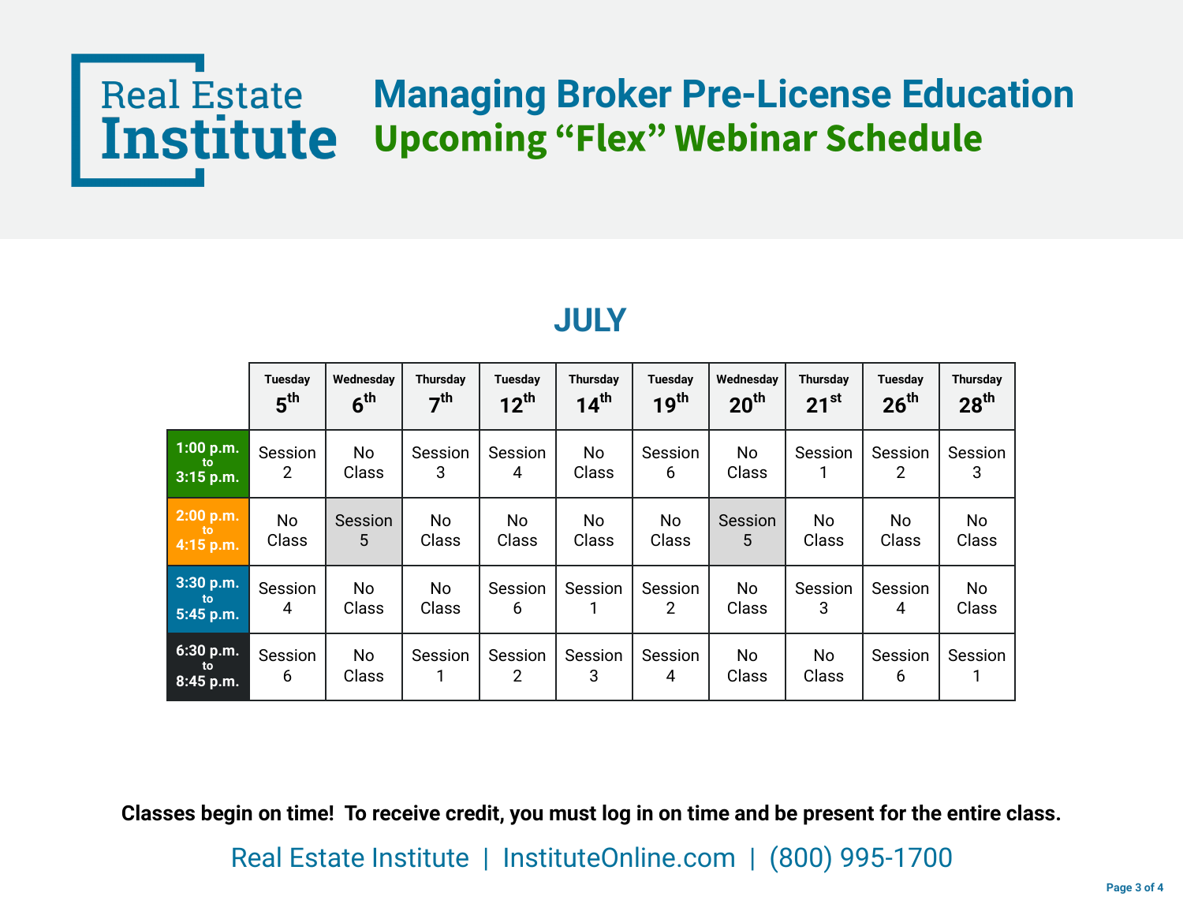Real Estate Institute

# Managing Broker Pre-License Education
## Upcoming "Flex" Webinar Schedule

## JULY

| | Tuesday 5th | Wednesday 6th | Thursday 7th | Tuesday 12th | Thursday 14th | Tuesday 19th | Wednesday 20th | Thursday 21st | Tuesday 26th | Thursday 28th |
|---|---|---|---|---|---|---|---|---|---|---|
| **1:00 p.m. to 3:15 p.m.** | Session 2 | No Class | Session 3 | Session 4 | No Class | Session 6 | No Class | Session 1 | Session 2 | Session 3 |
| **2:00 p.m. to 4:15 p.m.** | No Class | Session 5 | No Class | No Class | No Class | No Class | Session 5 | No Class | No Class | No Class |
| **3:30 p.m. to 5:45 p.m.** | Session 4 | No Class | No Class | Session 6 | Session 1 | Session 2 | No Class | Session 3 | Session 4 | No Class |
| **6:30 p.m. to 8:45 p.m.** | Session 6 | No Class | Session 1 | Session 2 | Session 3 | Session 4 | No Class | No Class | Session 6 | Session 1 |

**Classes begin on time! To receive credit, you must log in on time and be present for the entire class.**

Real Estate Institute | InstituteOnline.com | (800) 995-1700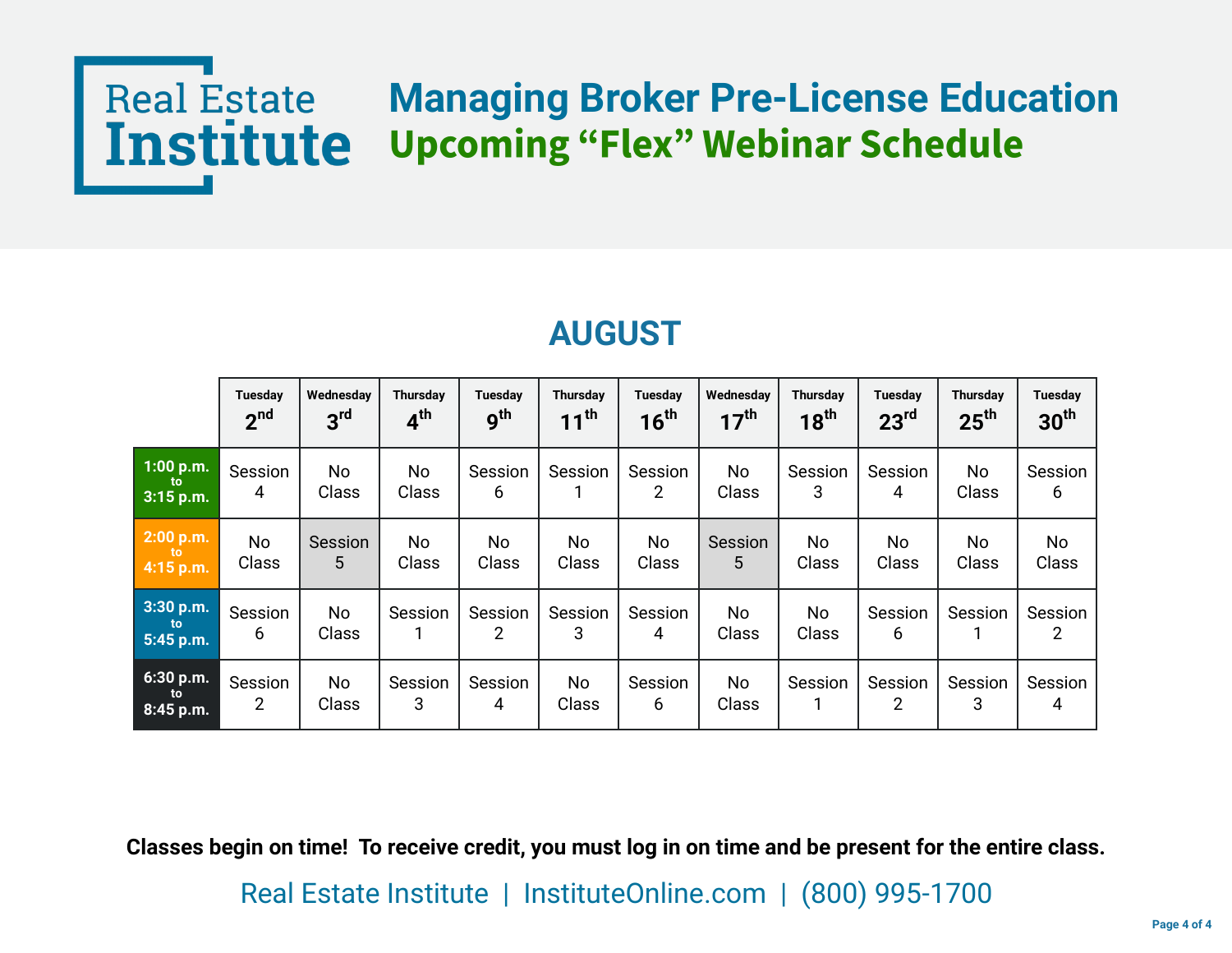Real Estate Institute

# Managing Broker Pre-License Education

## Upcoming "Flex" Webinar Schedule

### AUGUST

| | Tuesday 2nd | Wednesday 3rd | Thursday 4th | Tuesday 9th | Thursday 11th | Tuesday 16th | Wednesday 17th | Thursday 18th | Tuesday 23rd | Thursday 25th | Tuesday 30th |
|---|---|---|---|---|---|---|---|---|---|---|---|
| **1:00 p.m. to 3:15 p.m.** | Session 4 | No Class | No Class | Session 6 | Session 1 | Session 2 | No Class | Session 3 | Session 4 | No Class | Session 6 |
| **2:00 p.m. to 4:15 p.m.** | No Class | Session 5 | No Class | No Class | No Class | No Class | Session 5 | No Class | No Class | No Class | No Class |
| **3:30 p.m. to 5:45 p.m.** | Session 6 | No Class | Session 1 | Session 2 | Session 3 | Session 4 | No Class | No Class | Session 6 | Session 1 | Session 2 |
| **6:30 p.m. to 8:45 p.m.** | Session 2 | No Class | Session 3 | Session 4 | No Class | Session 6 | No Class | Session 1 | Session 2 | Session 3 | Session 4 |

**Classes begin on time! To receive credit, you must log in on time and be present for the entire class.**

Real Estate Institute | InstituteOnline.com | (800) 995-1700